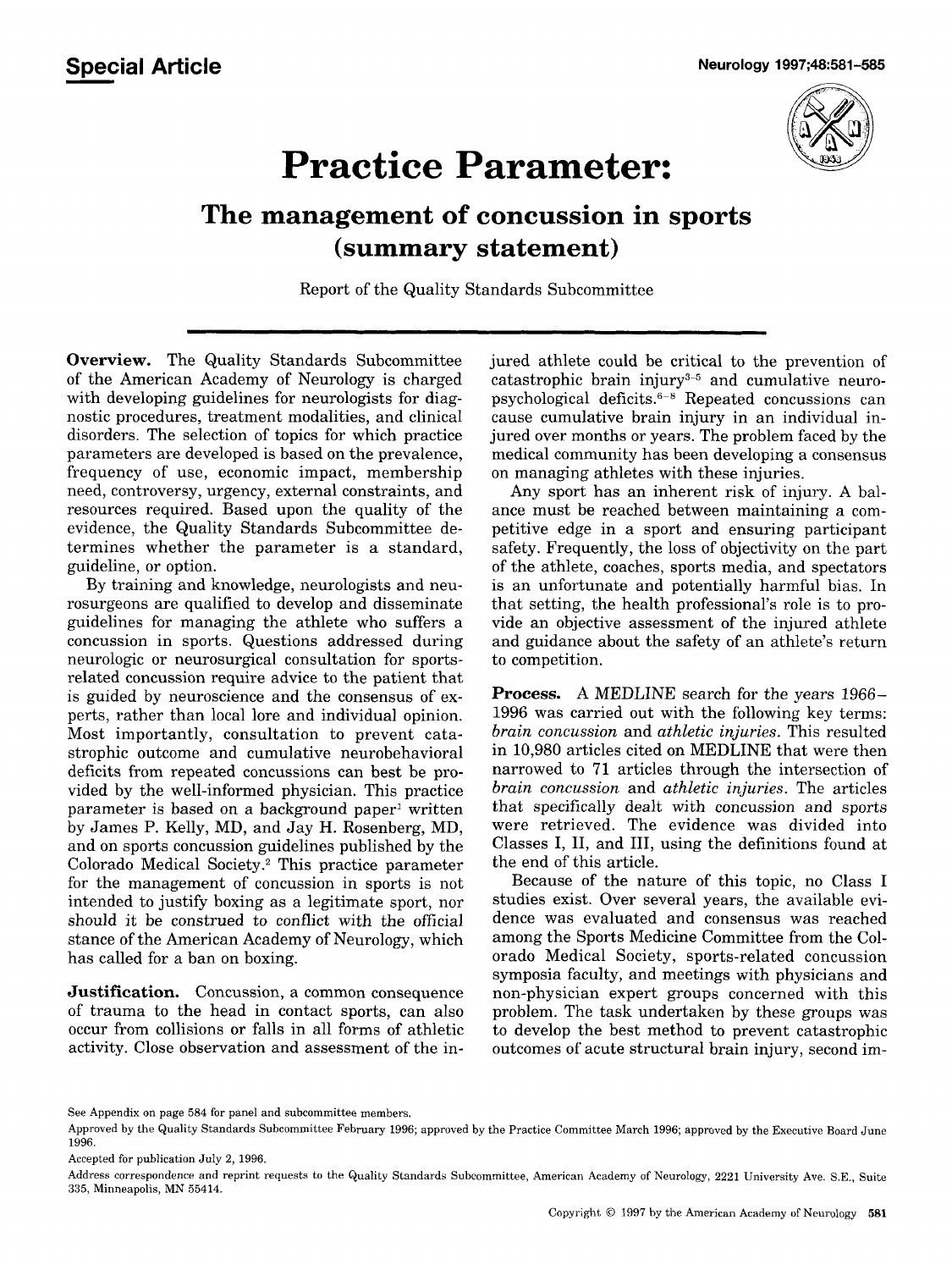Special Article

# Practice Parameter:

## The management of concussion in sports (summary statement)

Report of the Quality Standards Subcommittee

**Overview.** The Quality Standards Subcommittee of the American Academy of Neurology is charged with developing guidelines for neurologists for diagnostic procedures, treatment modalities, and clinical disorders. The selection of topics for which practice parameters are developed is based on the prevalence, frequency of use, economic impact, membership need, controversy, urgency, external constraints, and resources required. Based upon the quality of the evidence, the Quality Standards Subcommittee determines whether the parameter is a standard, guideline, or option.

By training and knowledge, neurologists and neurosurgeons are qualified to develop and disseminate guidelines for managing the athlete who suffers a concussion in sports. Questions addressed during neurologic or neurosurgical consultation for sports-related concussion require advice to the patient that is guided by neuroscience and the consensus of experts, rather than local lore and individual opinion. Most importantly, consultation to prevent catastrophic outcome and cumulative neurobehavioral deficits from repeated concussions can best be provided by the well-informed physician. This practice parameter is based on a background paper[1] written by James P. Kelly, MD, and Jay H. Rosenberg, MD, and on sports concussion guidelines published by the Colorado Medical Society.[2] This practice parameter for the management of concussion in sports is not intended to justify boxing as a legitimate sport, nor should it be construed to conflict with the official stance of the American Academy of Neurology, which has called for a ban on boxing.

**Justification.** Concussion, a common consequence of trauma to the head in contact sports, can also occur from collisions or falls in all forms of athletic activity. Close observation and assessment of the injured athlete could be critical to the prevention of catastrophic brain injury[3-5] and cumulative neuropsychological deficits.[6-8] Repeated concussions can cause cumulative brain injury in an individual injured over months or years. The problem faced by the medical community has been developing a consensus on managing athletes with these injuries.

Any sport has an inherent risk of injury. A balance must be reached between maintaining a competitive edge in a sport and ensuring participant safety. Frequently, the loss of objectivity on the part of the athlete, coaches, sports media, and spectators is an unfortunate and potentially harmful bias. In that setting, the health professional's role is to provide an objective assessment of the injured athlete and guidance about the safety of an athlete's return to competition.

**Process.** A MEDLINE search for the years 1966–1996 was carried out with the following key terms: *brain concussion* and *athletic injuries*. This resulted in 10,980 articles cited on MEDLINE that were then narrowed to 71 articles through the intersection of *brain concussion* and *athletic injuries*. The articles that specifically dealt with concussion and sports were retrieved. The evidence was divided into Classes I, II, and III, using the definitions found at the end of this article.

Because of the nature of this topic, no Class I studies exist. Over several years, the available evidence was evaluated and consensus was reached among the Sports Medicine Committee from the Colorado Medical Society, sports-related concussion symposia faculty, and meetings with physicians and non-physician expert groups concerned with this problem. The task undertaken by these groups was to develop the best method to prevent catastrophic outcomes of acute structural brain injury, second im-

See Appendix on page 584 for panel and subcommittee members.

Approved by the Quality Standards Subcommittee February 1996; approved by the Practice Committee March 1996; approved by the Executive Board June 1996.

Accepted for publication July 2, 1996.

Address correspondence and reprint requests to the Quality Standards Subcommittee, American Academy of Neurology, 2221 University Ave. S.E., Suite 335, Minneapolis, MN 55414.

Copyright © 1997 by the American Academy of Neurology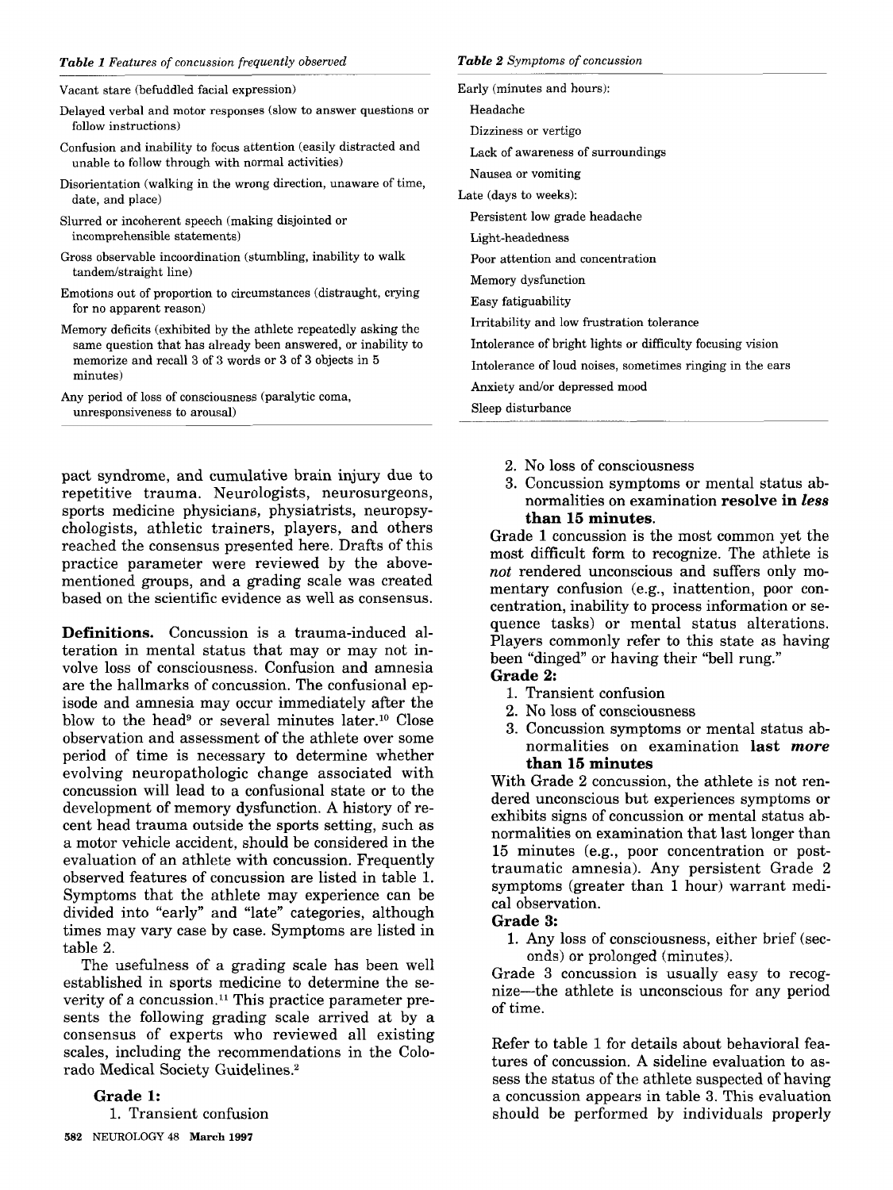*Table 1 Features of concussion frequently observed*

| |
|---|
| Vacant stare (befuddled facial expression) |
| Delayed verbal and motor responses (slow to answer questions or follow instructions) |
| Confusion and inability to focus attention (easily distracted and unable to follow through with normal activities) |
| Disorientation (walking in the wrong direction, unaware of time, date, and place) |
| Slurred or incoherent speech (making disjointed or incomprehensible statements) |
| Gross observable incoordination (stumbling, inability to walk tandem/straight line) |
| Emotions out of proportion to circumstances (distraught, crying for no apparent reason) |
| Memory deficits (exhibited by the athlete repeatedly asking the same question that has already been answered, or inability to memorize and recall 3 of 3 words or 3 of 3 objects in 5 minutes) |
| Any period of loss of consciousness (paralytic coma, unresponsiveness to arousal) |

*Table 2 Symptoms of concussion*

| |
|---|
| Early (minutes and hours): |
| Headache |
| Dizziness or vertigo |
| Lack of awareness of surroundings |
| Nausea or vomiting |
| Late (days to weeks): |
| Persistent low grade headache |
| Light-headedness |
| Poor attention and concentration |
| Memory dysfunction |
| Easy fatiguability |
| Irritability and low frustration tolerance |
| Intolerance of bright lights or difficulty focusing vision |
| Intolerance of loud noises, sometimes ringing in the ears |
| Anxiety and/or depressed mood |
| Sleep disturbance |

pact syndrome, and cumulative brain injury due to repetitive trauma. Neurologists, neurosurgeons, sports medicine physicians, physiatrists, neuropsychologists, athletic trainers, players, and others reached the consensus presented here. Drafts of this practice parameter were reviewed by the above-mentioned groups, and a grading scale was created based on the scientific evidence as well as consensus.

**Definitions.** Concussion is a trauma-induced alteration in mental status that may or may not involve loss of consciousness. Confusion and amnesia are the hallmarks of concussion. The confusional episode and amnesia may occur immediately after the blow to the head[9] or several minutes later.[10] Close observation and assessment of the athlete over some period of time is necessary to determine whether evolving neuropathologic change associated with concussion will lead to a confusional state or to the development of memory dysfunction. A history of recent head trauma outside the sports setting, such as a motor vehicle accident, should be considered in the evaluation of an athlete with concussion. Frequently observed features of concussion are listed in table 1. Symptoms that the athlete may experience can be divided into "early" and "late" categories, although times may vary case by case. Symptoms are listed in table 2.

The usefulness of a grading scale has been well established in sports medicine to determine the severity of a concussion.[11] This practice parameter presents the following grading scale arrived at by a consensus of experts who reviewed all existing scales, including the recommendations in the Colorado Medical Society Guidelines.[2]

**Grade 1:**

1. Transient confusion
2. No loss of consciousness
3. Concussion symptoms or mental status abnormalities on examination **resolve in *less* than 15 minutes.**

Grade 1 concussion is the most common yet the most difficult form to recognize. The athlete is *not* rendered unconscious and suffers only momentary confusion (e.g., inattention, poor concentration, inability to process information or sequence tasks) or mental status alterations. Players commonly refer to this state as having been "dinged" or having their "bell rung."

**Grade 2:**

1. Transient confusion
2. No loss of consciousness
3. Concussion symptoms or mental status abnormalities on examination **last *more* than 15 minutes**

With Grade 2 concussion, the athlete is not rendered unconscious but experiences symptoms or exhibits signs of concussion or mental status abnormalities on examination that last longer than 15 minutes (e.g., poor concentration or post-traumatic amnesia). Any persistent Grade 2 symptoms (greater than 1 hour) warrant medical observation.

**Grade 3:**

1. Any loss of consciousness, either brief (seconds) or prolonged (minutes).

Grade 3 concussion is usually easy to recognize—the athlete is unconscious for any period of time.

Refer to table 1 for details about behavioral features of concussion. A sideline evaluation to assess the status of the athlete suspected of having a concussion appears in table 3. This evaluation should be performed by individuals properly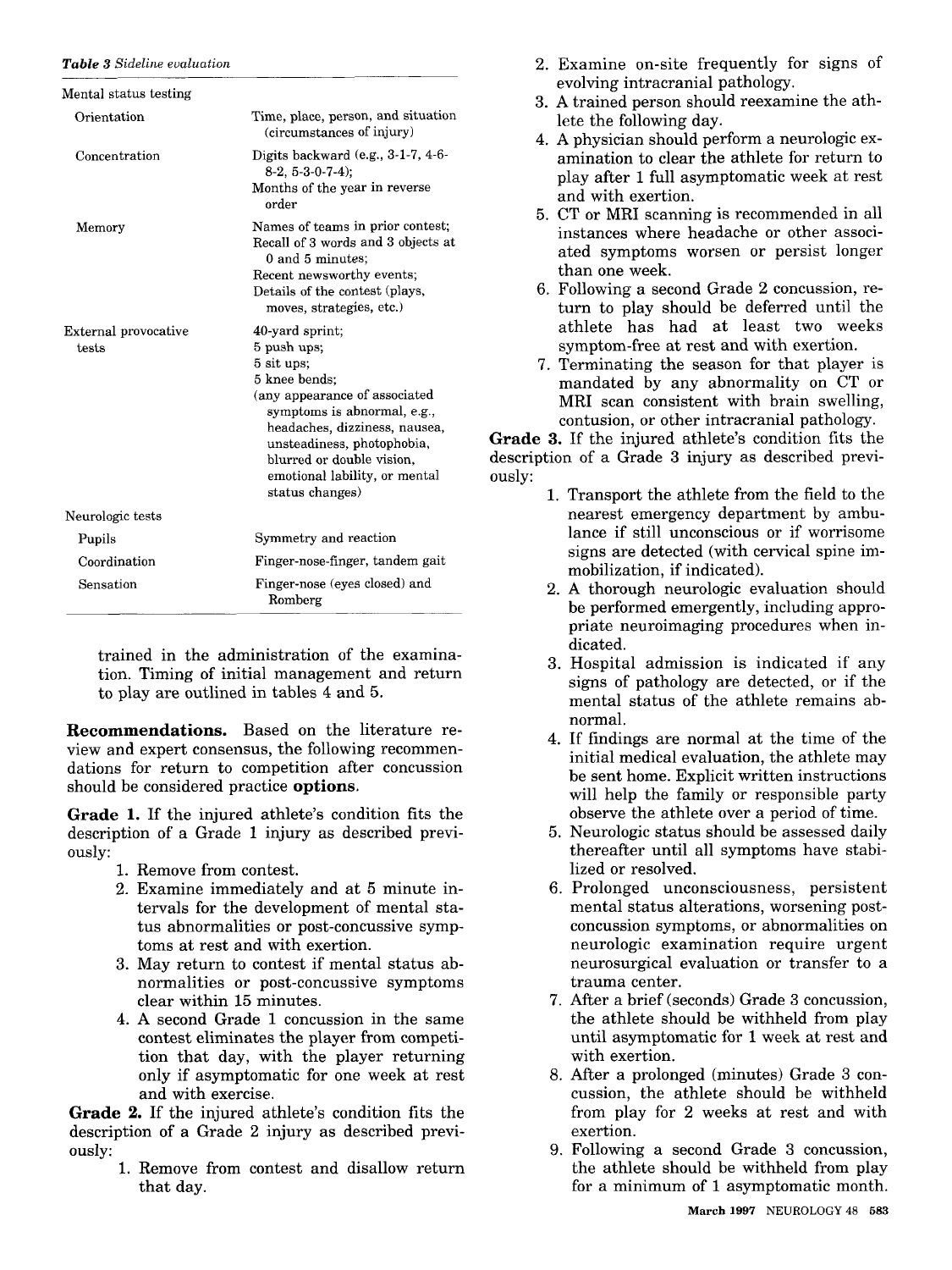*Table 3 Sideline evaluation*

| | |
|---|---|
| Mental status testing | |
| Orientation | Time, place, person, and situation (circumstances of injury) |
| Concentration | Digits backward (e.g., 3-1-7, 4-6-8-2, 5-3-0-7-4); Months of the year in reverse order |
| Memory | Names of teams in prior contest; Recall of 3 words and 3 objects at 0 and 5 minutes; Recent newsworthy events; Details of the contest (plays, moves, strategies, etc.) |
| External provocative tests | 40-yard sprint; 5 push ups; 5 sit ups; 5 knee bends; (any appearance of associated symptoms is abnormal, e.g., headaches, dizziness, nausea, unsteadiness, photophobia, blurred or double vision, emotional lability, or mental status changes) |
| Neurologic tests | |
| Pupils | Symmetry and reaction |
| Coordination | Finger-nose-finger, tandem gait |
| Sensation | Finger-nose (eyes closed) and Romberg |

trained in the administration of the examination. Timing of initial management and return to play are outlined in tables 4 and 5.

**Recommendations.** Based on the literature review and expert consensus, the following recommendations for return to competition after concussion should be considered practice **options**.

**Grade 1.** If the injured athlete's condition fits the description of a Grade 1 injury as described previously:

1. Remove from contest.
2. Examine immediately and at 5 minute intervals for the development of mental status abnormalities or post-concussive symptoms at rest and with exertion.
3. May return to contest if mental status abnormalities or post-concussive symptoms clear within 15 minutes.
4. A second Grade 1 concussion in the same contest eliminates the player from competition that day, with the player returning only if asymptomatic for one week at rest and with exercise.

**Grade 2.** If the injured athlete's condition fits the description of a Grade 2 injury as described previously:

1. Remove from contest and disallow return that day.
2. Examine on-site frequently for signs of evolving intracranial pathology.
3. A trained person should reexamine the athlete the following day.
4. A physician should perform a neurologic examination to clear the athlete for return to play after 1 full asymptomatic week at rest and with exertion.
5. CT or MRI scanning is recommended in all instances where headache or other associated symptoms worsen or persist longer than one week.
6. Following a second Grade 2 concussion, return to play should be deferred until the athlete has had at least two weeks symptom-free at rest and with exertion.
7. Terminating the season for that player is mandated by any abnormality on CT or MRI scan consistent with brain swelling, contusion, or other intracranial pathology.

**Grade 3.** If the injured athlete's condition fits the description of a Grade 3 injury as described previously:

1. Transport the athlete from the field to the nearest emergency department by ambulance if still unconscious or if worrisome signs are detected (with cervical spine immobilization, if indicated).
2. A thorough neurologic evaluation should be performed emergently, including appropriate neuroimaging procedures when indicated.
3. Hospital admission is indicated if any signs of pathology are detected, or if the mental status of the athlete remains abnormal.
4. If findings are normal at the time of the initial medical evaluation, the athlete may be sent home. Explicit written instructions will help the family or responsible party observe the athlete over a period of time.
5. Neurologic status should be assessed daily thereafter until all symptoms have stabilized or resolved.
6. Prolonged unconsciousness, persistent mental status alterations, worsening post-concussion symptoms, or abnormalities on neurologic examination require urgent neurosurgical evaluation or transfer to a trauma center.
7. After a brief (seconds) Grade 3 concussion, the athlete should be withheld from play until asymptomatic for 1 week at rest and with exertion.
8. After a prolonged (minutes) Grade 3 concussion, the athlete should be withheld from play for 2 weeks at rest and with exertion.
9. Following a second Grade 3 concussion, the athlete should be withheld from play for a minimum of 1 asymptomatic month.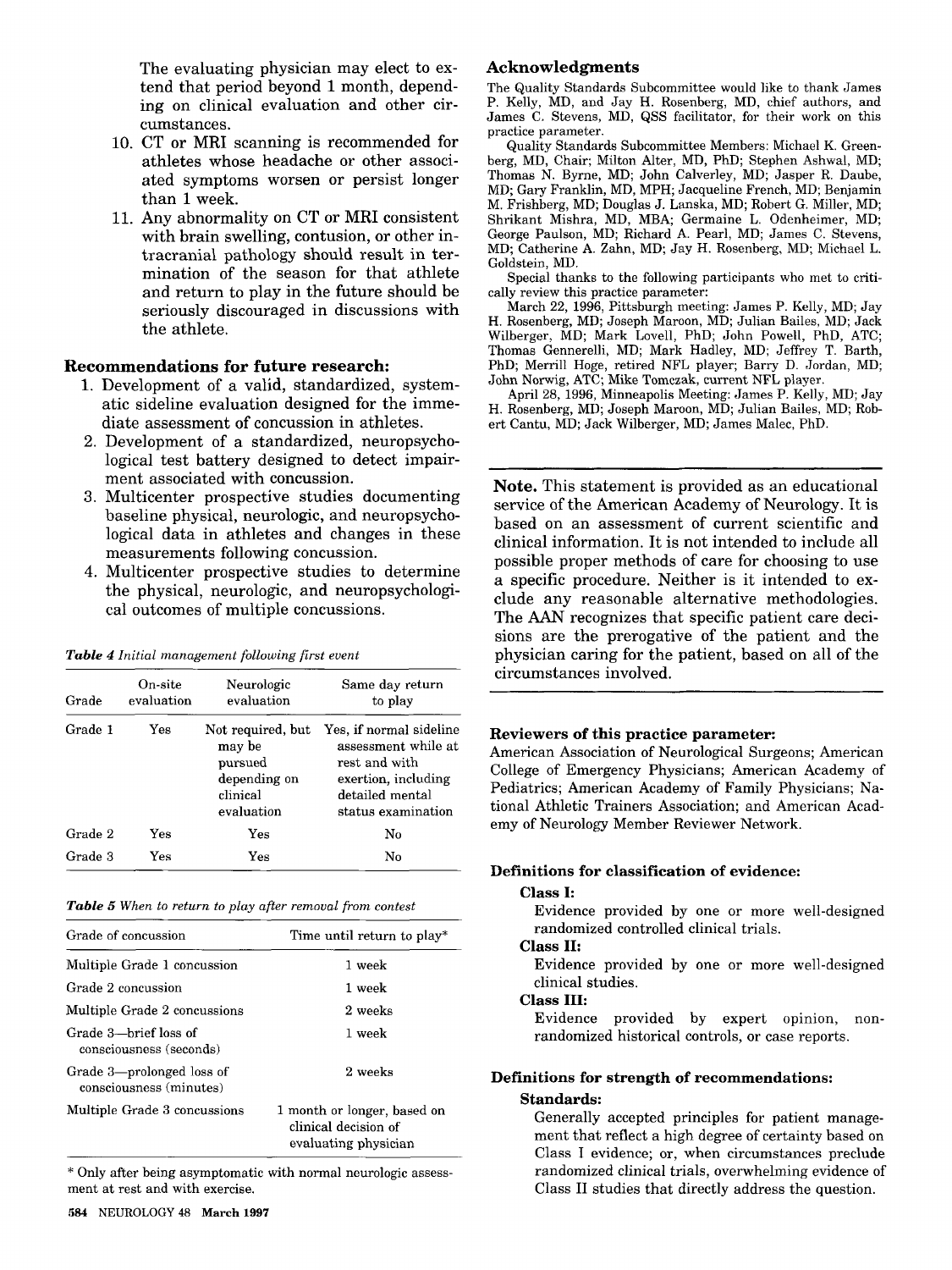The evaluating physician may elect to extend that period beyond 1 month, depending on clinical evaluation and other circumstances.

10. CT or MRI scanning is recommended for athletes whose headache or other associated symptoms worsen or persist longer than 1 week.
11. Any abnormality on CT or MRI consistent with brain swelling, contusion, or other intracranial pathology should result in termination of the season for that athlete and return to play in the future should be seriously discouraged in discussions with the athlete.

### Recommendations for future research:

1. Development of a valid, standardized, systematic sideline evaluation designed for the immediate assessment of concussion in athletes.
2. Development of a standardized, neuropsychological test battery designed to detect impairment associated with concussion.
3. Multicenter prospective studies documenting baseline physical, neurologic, and neuropsychological data in athletes and changes in these measurements following concussion.
4. Multicenter prospective studies to determine the physical, neurologic, and neuropsychological outcomes of multiple concussions.

***Table 4*** *Initial management following first event*

| Grade | On-site evaluation | Neurologic evaluation | Same day return to play |
|---|---|---|---|
| Grade 1 | Yes | Not required, but may be pursued depending on clinical evaluation | Yes, if normal sideline assessment while at rest and with exertion, including detailed mental status examination |
| Grade 2 | Yes | Yes | No |
| Grade 3 | Yes | Yes | No |

***Table 5*** *When to return to play after removal from contest*

| Grade of concussion | Time until return to play* |
|---|---|
| Multiple Grade 1 concussion | 1 week |
| Grade 2 concussion | 1 week |
| Multiple Grade 2 concussions | 2 weeks |
| Grade 3—brief loss of consciousness (seconds) | 1 week |
| Grade 3—prolonged loss of consciousness (minutes) | 2 weeks |
| Multiple Grade 3 concussions | 1 month or longer, based on clinical decision of evaluating physician |

\* Only after being asymptomatic with normal neurologic assessment at rest and with exercise.

### Acknowledgments

The Quality Standards Subcommittee would like to thank James P. Kelly, MD, and Jay H. Rosenberg, MD, chief authors, and James C. Stevens, MD, QSS facilitator, for their work on this practice parameter.

Quality Standards Subcommittee Members: Michael K. Greenberg, MD, Chair; Milton Alter, MD, PhD; Stephen Ashwal, MD; Thomas N. Byrne, MD; John Calverley, MD; Jasper R. Daube, MD; Gary Franklin, MD, MPH; Jacqueline French, MD; Benjamin M. Frishberg, MD; Douglas J. Lanska, MD; Robert G. Miller, MD; Shrikant Mishra, MD, MBA; Germaine L. Odenheimer, MD; George Paulson, MD; Richard A. Pearl, MD; James C. Stevens, MD; Catherine A. Zahn, MD; Jay H. Rosenberg, MD; Michael L. Goldstein, MD.

Special thanks to the following participants who met to critically review this practice parameter:

March 22, 1996, Pittsburgh meeting: James P. Kelly, MD; Jay H. Rosenberg, MD; Joseph Maroon, MD; Julian Bailes, MD; Jack Wilberger, MD; Mark Lovell, PhD; John Powell, PhD, ATC; Thomas Gennerelli, MD; Mark Hadley, MD; Jeffrey T. Barth, PhD; Merrill Hoge, retired NFL player; Barry D. Jordan, MD; John Norwig, ATC; Mike Tomczak, current NFL player.

April 28, 1996, Minneapolis Meeting: James P. Kelly, MD; Jay H. Rosenberg, MD; Joseph Maroon, MD; Julian Bailes, MD; Robert Cantu, MD; Jack Wilberger, MD; James Malec, PhD.

**Note.** This statement is provided as an educational service of the American Academy of Neurology. It is based on an assessment of current scientific and clinical information. It is not intended to include all possible proper methods of care for choosing to use a specific procedure. Neither is it intended to exclude any reasonable alternative methodologies. The AAN recognizes that specific patient care decisions are the prerogative of the patient and the physician caring for the patient, based on all of the circumstances involved.

### Reviewers of this practice parameter:

American Association of Neurological Surgeons; American College of Emergency Physicians; American Academy of Pediatrics; American Academy of Family Physicians; National Athletic Trainers Association; and American Academy of Neurology Member Reviewer Network.

### Definitions for classification of evidence:

**Class I:**

Evidence provided by one or more well-designed randomized controlled clinical trials.

**Class II:**

Evidence provided by one or more well-designed clinical studies.

**Class III:**

Evidence provided by expert opinion, nonrandomized historical controls, or case reports.

### Definitions for strength of recommendations:

**Standards:**

Generally accepted principles for patient management that reflect a high degree of certainty based on Class I evidence; or, when circumstances preclude randomized clinical trials, overwhelming evidence of Class II studies that directly address the question.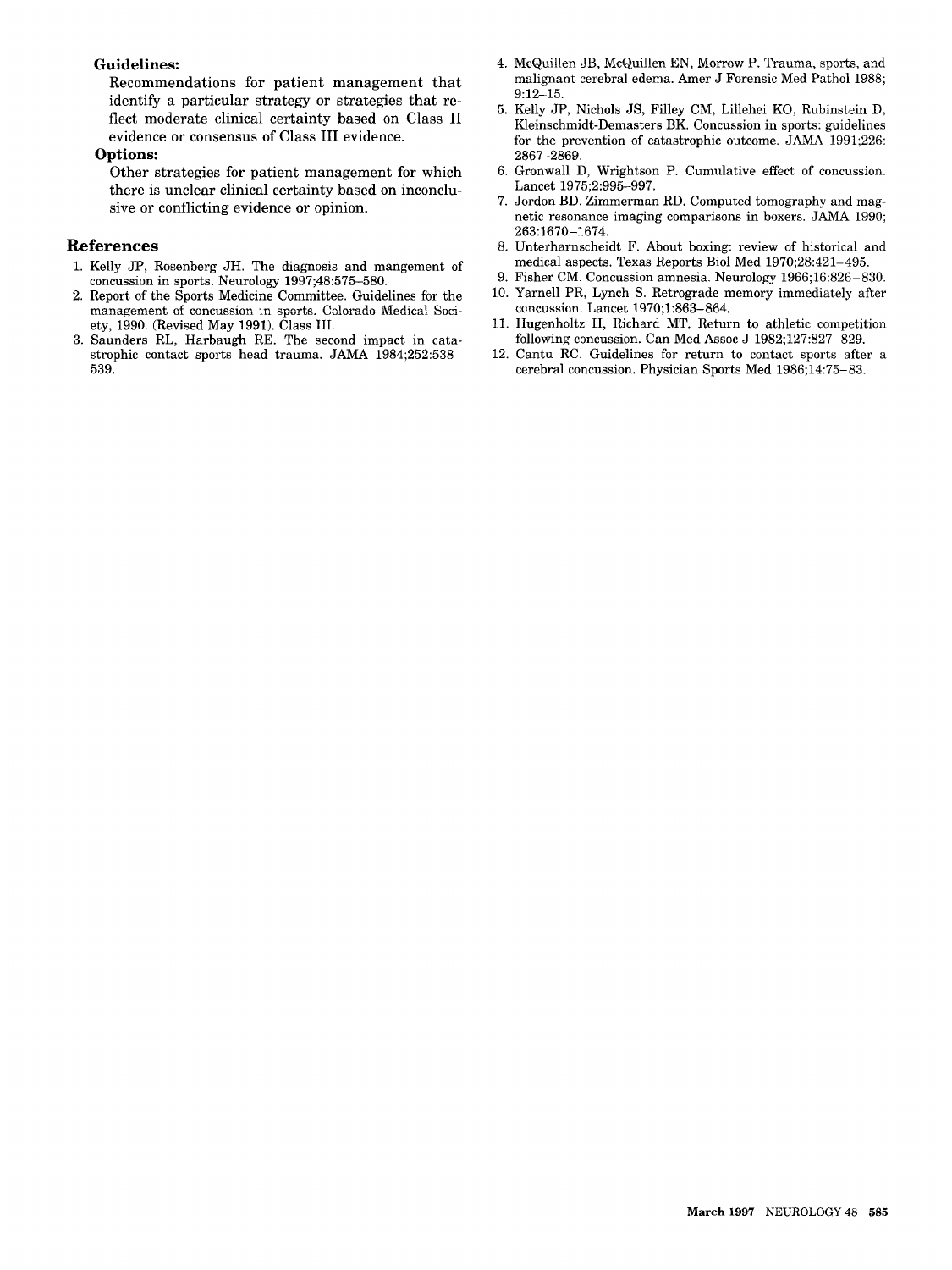**Guidelines:**

Recommendations for patient management that identify a particular strategy or strategies that reflect moderate clinical certainty based on Class II evidence or consensus of Class III evidence.

**Options:**

Other strategies for patient management for which there is unclear clinical certainty based on inconclusive or conflicting evidence or opinion.

## References

1. Kelly JP, Rosenberg JH. The diagnosis and mangement of concussion in sports. Neurology 1997;48:575–580.
2. Report of the Sports Medicine Committee. Guidelines for the management of concussion in sports. Colorado Medical Society, 1990. (Revised May 1991). Class III.
3. Saunders RL, Harbaugh RE. The second impact in catastrophic contact sports head trauma. JAMA 1984;252:538–539.
4. McQuillen JB, McQuillen EN, Morrow P. Trauma, sports, and malignant cerebral edema. Amer J Forensic Med Pathol 1988; 9:12–15.
5. Kelly JP, Nichols JS, Filley CM, Lillehei KO, Rubinstein D, Kleinschmidt-Demasters BK. Concussion in sports: guidelines for the prevention of catastrophic outcome. JAMA 1991;226: 2867–2869.
6. Gronwall D, Wrightson P. Cumulative effect of concussion. Lancet 1975;2:995–997.
7. Jordon BD, Zimmerman RD. Computed tomography and magnetic resonance imaging comparisons in boxers. JAMA 1990; 263:1670–1674.
8. Unterharnscheidt F. About boxing: review of historical and medical aspects. Texas Reports Biol Med 1970;28:421–495.
9. Fisher CM. Concussion amnesia. Neurology 1966;16:826–830.
10. Yarnell PR, Lynch S. Retrograde memory immediately after concussion. Lancet 1970;1:863–864.
11. Hugenholtz H, Richard MT. Return to athletic competition following concussion. Can Med Assoc J 1982;127:827–829.
12. Cantu RC. Guidelines for return to contact sports after a cerebral concussion. Physician Sports Med 1986;14:75–83.